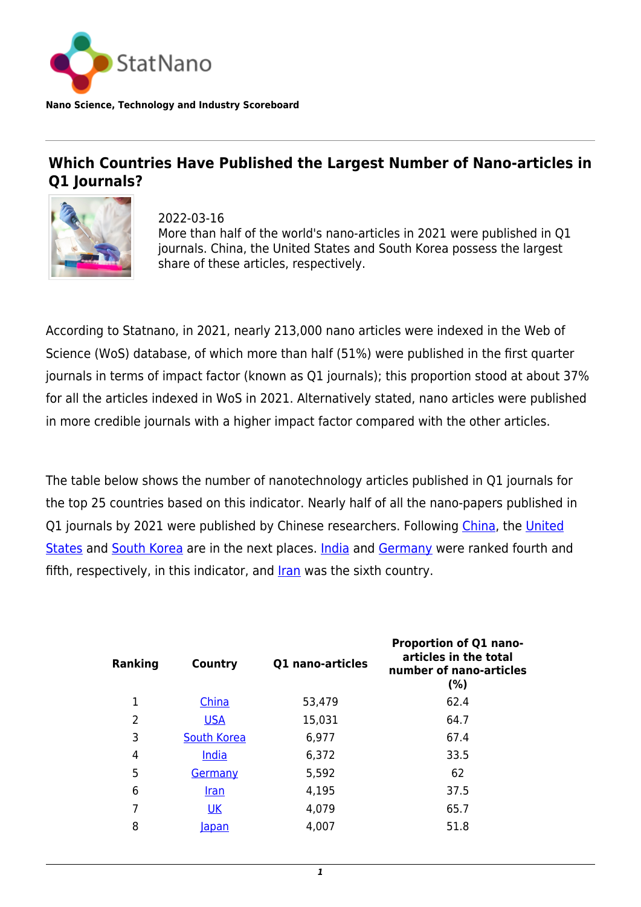StatNano

**Nano Science, Technology and Industry Scoreboard**

# Which Countries Have Published the Largest Number of Nano-articles in Q1 Journals?

2022-03-16
More than half of the world's nano-articles in 2021 were published in Q1 journals. China, the United States and South Korea possess the largest share of these articles, respectively.

According to Statnano, in 2021, nearly 213,000 nano articles were indexed in the Web of Science (WoS) database, of which more than half (51%) were published in the first quarter journals in terms of impact factor (known as Q1 journals); this proportion stood at about 37% for all the articles indexed in WoS in 2021. Alternatively stated, nano articles were published in more credible journals with a higher impact factor compared with the other articles.

The table below shows the number of nanotechnology articles published in Q1 journals for the top 25 countries based on this indicator. Nearly half of all the nano-papers published in Q1 journals by 2021 were published by Chinese researchers. Following China, the United States and South Korea are in the next places. India and Germany were ranked fourth and fifth, respectively, in this indicator, and Iran was the sixth country.

| Ranking | Country | Q1 nano-articles | Proportion of Q1 nano-articles in the total number of nano-articles (%) |
|---|---|---|---|
| 1 | China | 53,479 | 62.4 |
| 2 | USA | 15,031 | 64.7 |
| 3 | South Korea | 6,977 | 67.4 |
| 4 | India | 6,372 | 33.5 |
| 5 | Germany | 5,592 | 62 |
| 6 | Iran | 4,195 | 37.5 |
| 7 | UK | 4,079 | 65.7 |
| 8 | Japan | 4,007 | 51.8 |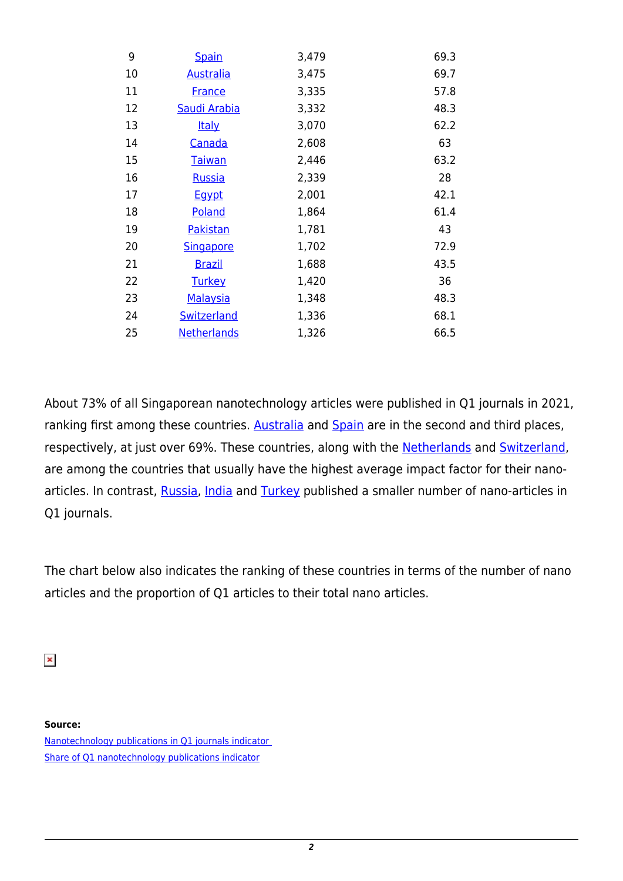| | | | |
|---|---|---|---|
| 9 | Spain | 3,479 | 69.3 |
| 10 | Australia | 3,475 | 69.7 |
| 11 | France | 3,335 | 57.8 |
| 12 | Saudi Arabia | 3,332 | 48.3 |
| 13 | Italy | 3,070 | 62.2 |
| 14 | Canada | 2,608 | 63 |
| 15 | Taiwan | 2,446 | 63.2 |
| 16 | Russia | 2,339 | 28 |
| 17 | Egypt | 2,001 | 42.1 |
| 18 | Poland | 1,864 | 61.4 |
| 19 | Pakistan | 1,781 | 43 |
| 20 | Singapore | 1,702 | 72.9 |
| 21 | Brazil | 1,688 | 43.5 |
| 22 | Turkey | 1,420 | 36 |
| 23 | Malaysia | 1,348 | 48.3 |
| 24 | Switzerland | 1,336 | 68.1 |
| 25 | Netherlands | 1,326 | 66.5 |

About 73% of all Singaporean nanotechnology articles were published in Q1 journals in 2021, ranking first among these countries. Australia and Spain are in the second and third places, respectively, at just over 69%. These countries, along with the Netherlands and Switzerland, are among the countries that usually have the highest average impact factor for their nano-articles. In contrast, Russia, India and Turkey published a smaller number of nano-articles in Q1 journals.

The chart below also indicates the ranking of these countries in terms of the number of nano articles and the proportion of Q1 articles to their total nano articles.

**Source:**

Nanotechnology publications in Q1 journals indicator

Share of Q1 nanotechnology publications indicator